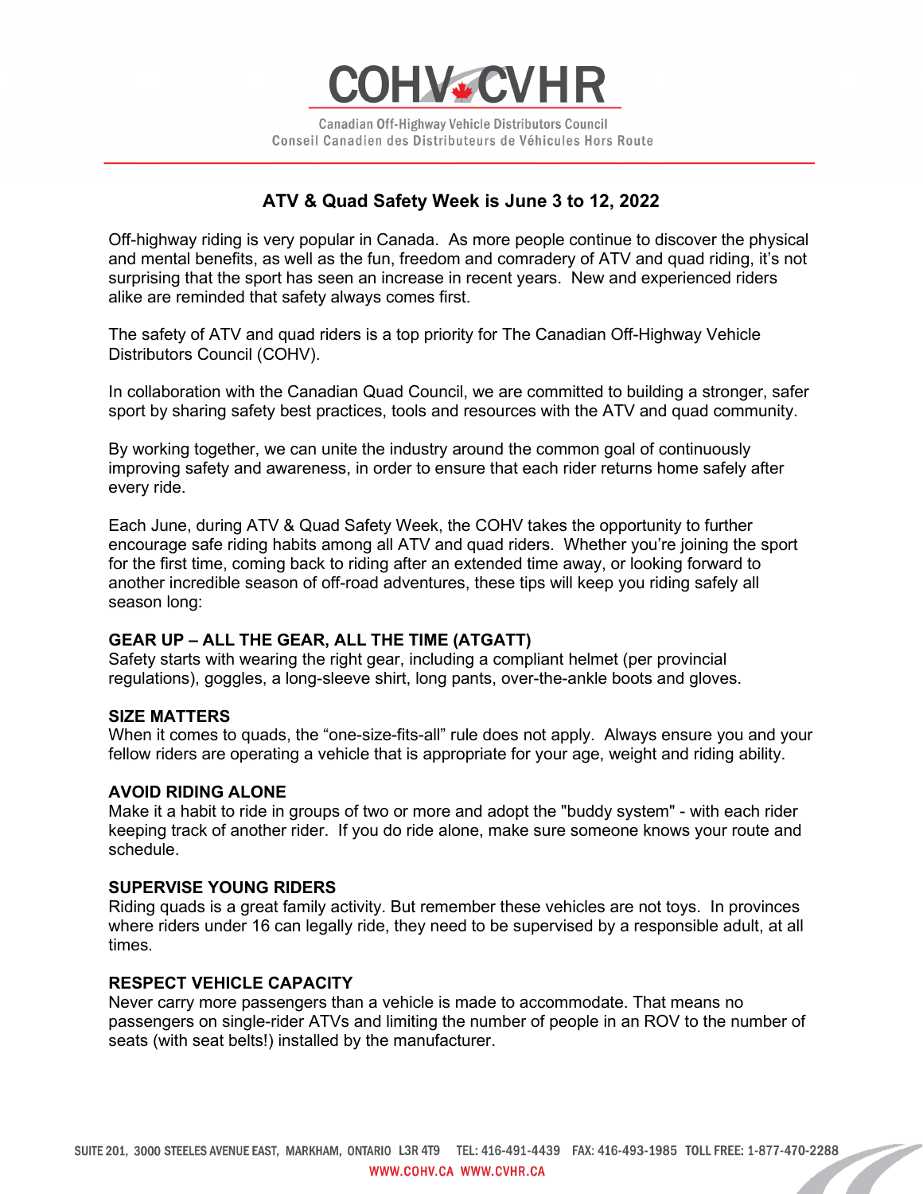COHV CVHR

Canadian Off-Highway Vehicle Distributors Council
Conseil Canadien des Distributeurs de Véhicules Hors Route

## ATV & Quad Safety Week is June 3 to 12, 2022

Off-highway riding is very popular in Canada. As more people continue to discover the physical and mental benefits, as well as the fun, freedom and comradery of ATV and quad riding, it's not surprising that the sport has seen an increase in recent years. New and experienced riders alike are reminded that safety always comes first.

The safety of ATV and quad riders is a top priority for The Canadian Off-Highway Vehicle Distributors Council (COHV).

In collaboration with the Canadian Quad Council, we are committed to building a stronger, safer sport by sharing safety best practices, tools and resources with the ATV and quad community.

By working together, we can unite the industry around the common goal of continuously improving safety and awareness, in order to ensure that each rider returns home safely after every ride.

Each June, during ATV & Quad Safety Week, the COHV takes the opportunity to further encourage safe riding habits among all ATV and quad riders. Whether you're joining the sport for the first time, coming back to riding after an extended time away, or looking forward to another incredible season of off-road adventures, these tips will keep you riding safely all season long:

### GEAR UP – ALL THE GEAR, ALL THE TIME (ATGATT)

Safety starts with wearing the right gear, including a compliant helmet (per provincial regulations), goggles, a long-sleeve shirt, long pants, over-the-ankle boots and gloves.

### SIZE MATTERS

When it comes to quads, the "one-size-fits-all" rule does not apply. Always ensure you and your fellow riders are operating a vehicle that is appropriate for your age, weight and riding ability.

### AVOID RIDING ALONE

Make it a habit to ride in groups of two or more and adopt the "buddy system" - with each rider keeping track of another rider. If you do ride alone, make sure someone knows your route and schedule.

### SUPERVISE YOUNG RIDERS

Riding quads is a great family activity. But remember these vehicles are not toys. In provinces where riders under 16 can legally ride, they need to be supervised by a responsible adult, at all times.

### RESPECT VEHICLE CAPACITY

Never carry more passengers than a vehicle is made to accommodate. That means no passengers on single-rider ATVs and limiting the number of people in an ROV to the number of seats (with seat belts!) installed by the manufacturer.

SUITE 201, 3000 STEELES AVENUE EAST, MARKHAM, ONTARIO L3R 4T9 TEL: 416-491-4439 FAX: 416-493-1985 TOLL FREE: 1-877-470-2288
WWW.COHV.CA WWW.CVHR.CA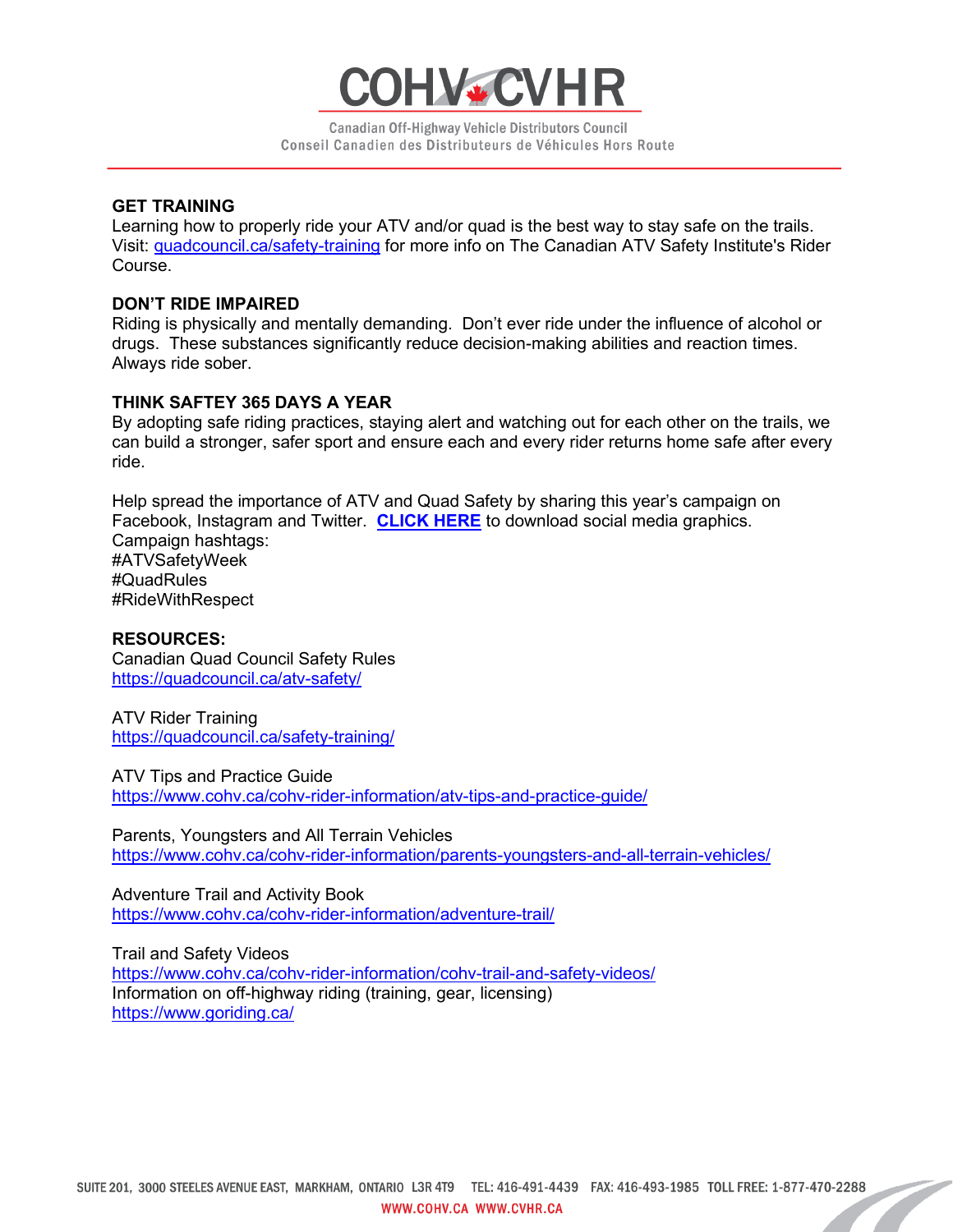**GET TRAINING**

Learning how to properly ride your ATV and/or quad is the best way to stay safe on the trails. Visit: quadcouncil.ca/safety-training for more info on The Canadian ATV Safety Institute's Rider Course.

**DON'T RIDE IMPAIRED**

Riding is physically and mentally demanding. Don't ever ride under the influence of alcohol or drugs. These substances significantly reduce decision-making abilities and reaction times. Always ride sober.

**THINK SAFTEY 365 DAYS A YEAR**

By adopting safe riding practices, staying alert and watching out for each other on the trails, we can build a stronger, safer sport and ensure each and every rider returns home safe after every ride.

Help spread the importance of ATV and Quad Safety by sharing this year's campaign on Facebook, Instagram and Twitter. **CLICK HERE** to download social media graphics.
Campaign hashtags:
#ATVSafetyWeek
#QuadRules
#RideWithRespect

**RESOURCES:**

Canadian Quad Council Safety Rules
https://quadcouncil.ca/atv-safety/

ATV Rider Training
https://quadcouncil.ca/safety-training/

ATV Tips and Practice Guide
https://www.cohv.ca/cohv-rider-information/atv-tips-and-practice-guide/

Parents, Youngsters and All Terrain Vehicles
https://www.cohv.ca/cohv-rider-information/parents-youngsters-and-all-terrain-vehicles/

Adventure Trail and Activity Book
https://www.cohv.ca/cohv-rider-information/adventure-trail/

Trail and Safety Videos
https://www.cohv.ca/cohv-rider-information/cohv-trail-and-safety-videos/
Information on off-highway riding (training, gear, licensing)
https://www.goriding.ca/